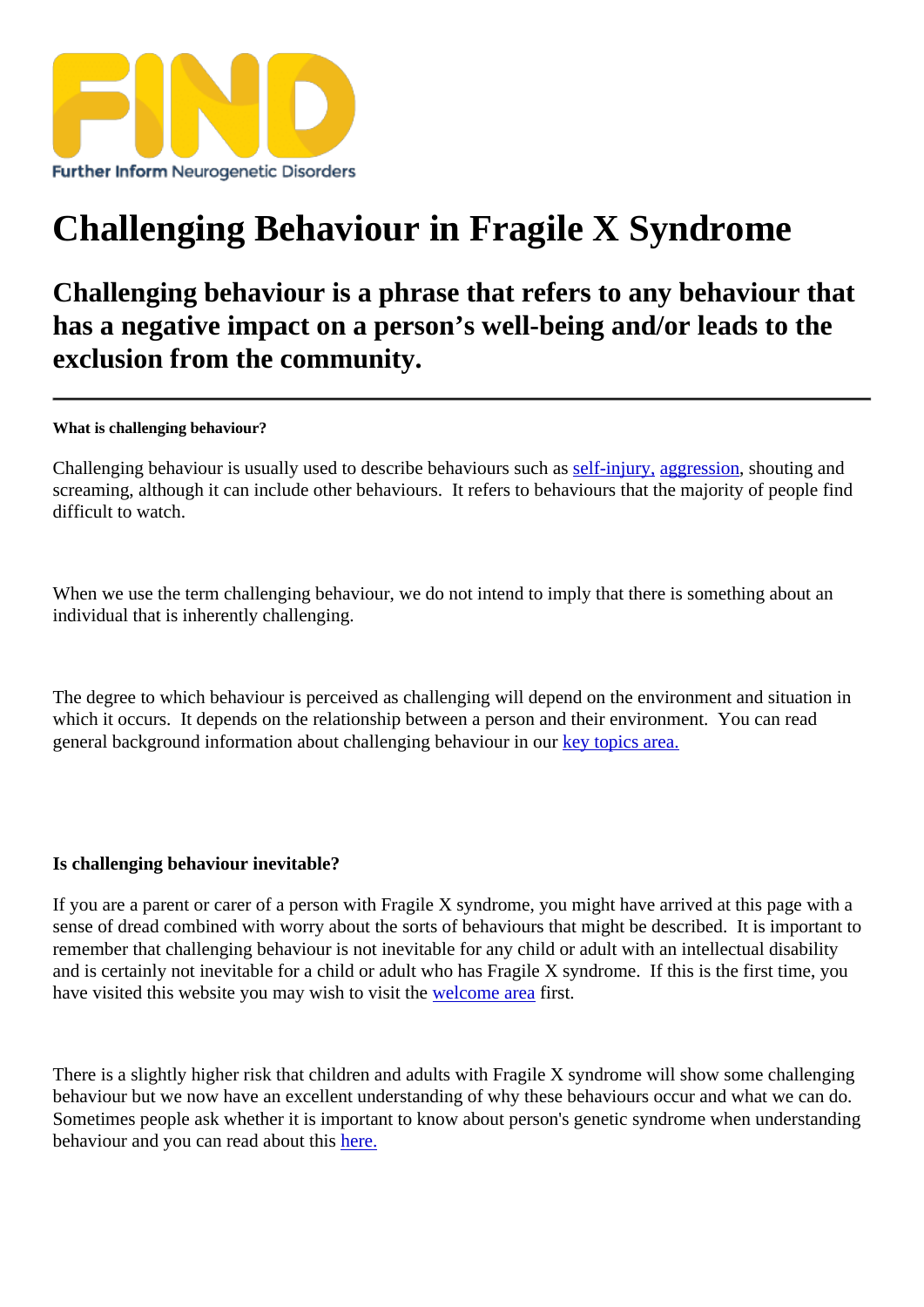FIND

Further Inform Neurogenetic Disorders

# Challenging Behaviour in Fragile X Syndrome

## Challenging behaviour is a phrase that refers to any behaviour that has a negative impact on a person's well-being and/or leads to the exclusion from the community.

---

**What is challenging behaviour?**

Challenging behaviour is usually used to describe behaviours such as self-injury, aggression, shouting and screaming, although it can include other behaviours. It refers to behaviours that the majority of people find difficult to watch.

When we use the term challenging behaviour, we do not intend to imply that there is something about an individual that is inherently challenging.

The degree to which behaviour is perceived as challenging will depend on the environment and situation in which it occurs. It depends on the relationship between a person and their environment. You can read general background information about challenging behaviour in our key topics area.

**Is challenging behaviour inevitable?**

If you are a parent or carer of a person with Fragile X syndrome, you might have arrived at this page with a sense of dread combined with worry about the sorts of behaviours that might be described. It is important to remember that challenging behaviour is not inevitable for any child or adult with an intellectual disability and is certainly not inevitable for a child or adult who has Fragile X syndrome. If this is the first time, you have visited this website you may wish to visit the welcome area first.

There is a slightly higher risk that children and adults with Fragile X syndrome will show some challenging behaviour but we now have an excellent understanding of why these behaviours occur and what we can do. Sometimes people ask whether it is important to know about person's genetic syndrome when understanding behaviour and you can read about this here.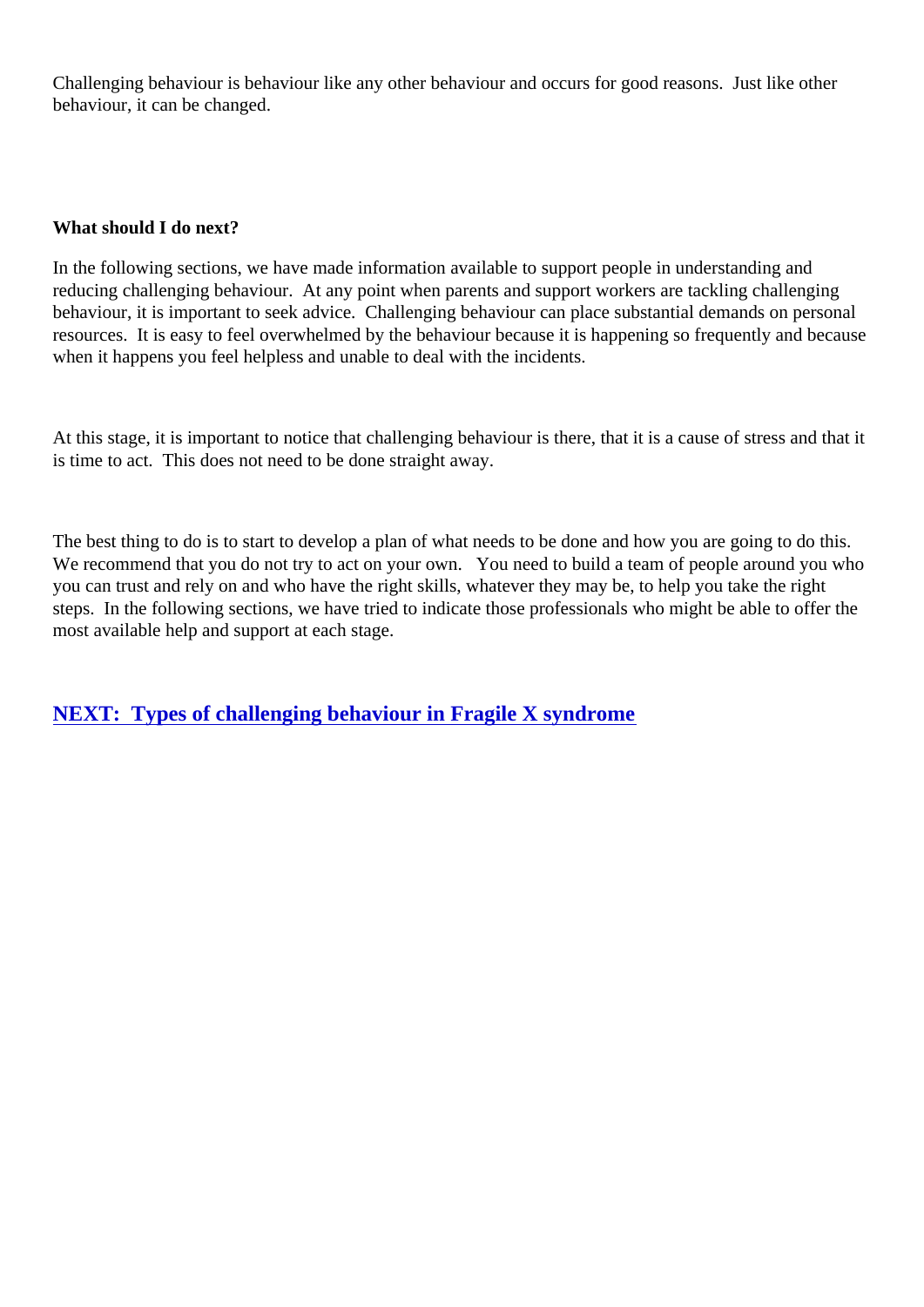Challenging behaviour is behaviour like any other behaviour and occurs for good reasons. Just like other behaviour, it can be changed.

**What should I do next?**

In the following sections, we have made information available to support people in understanding and reducing challenging behaviour. At any point when parents and support workers are tackling challenging behaviour, it is important to seek advice. Challenging behaviour can place substantial demands on personal resources. It is easy to feel overwhelmed by the behaviour because it is happening so frequently and because when it happens you feel helpless and unable to deal with the incidents.

At this stage, it is important to notice that challenging behaviour is there, that it is a cause of stress and that it is time to act. This does not need to be done straight away.

The best thing to do is to start to develop a plan of what needs to be done and how you are going to do this. We recommend that you do not try to act on your own. You need to build a team of people around you who you can trust and rely on and who have the right skills, whatever they may be, to help you take the right steps. In the following sections, we have tried to indicate those professionals who might be able to offer the most available help and support at each stage.

**NEXT: Types of challenging behaviour in Fragile X syndrome**